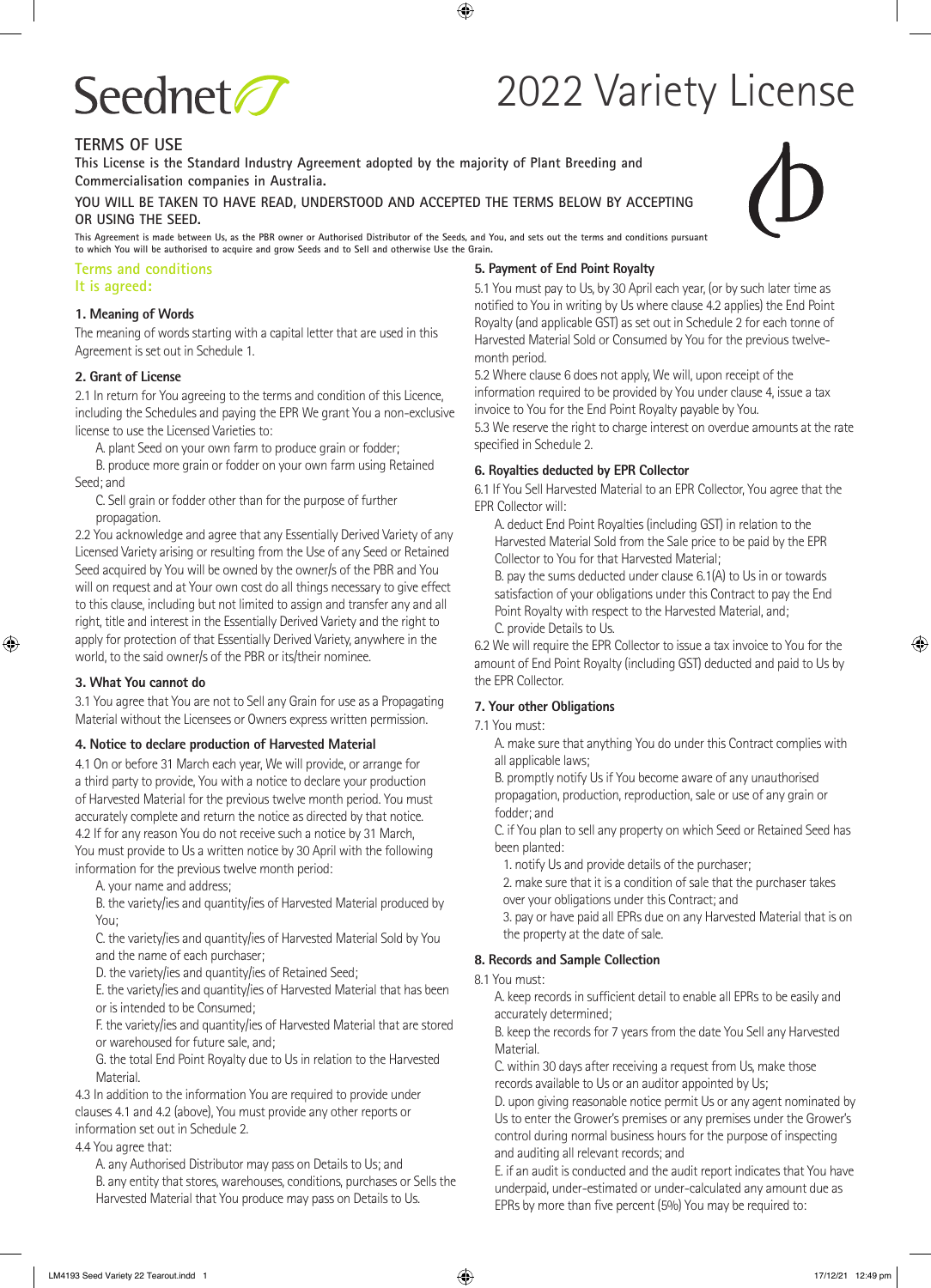Seednet

# 2022 Variety License

## TERMS OF USE

**This License is the Standard Industry Agreement adopted by the majority of Plant Breeding and Commercialisation companies in Australia.**

**YOU WILL BE TAKEN TO HAVE READ, UNDERSTOOD AND ACCEPTED THE TERMS BELOW BY ACCEPTING OR USING THE SEED.**

**This Agreement is made between Us, as the PBR owner or Authorised Distributor of the Seeds, and You, and sets out the terms and conditions pursuant to which You will be authorised to acquire and grow Seeds and to Sell and otherwise Use the Grain.**

## Terms and conditions
## It is agreed:

### 1. Meaning of Words

The meaning of words starting with a capital letter that are used in this Agreement is set out in Schedule 1.

### 2. Grant of License

2.1 In return for You agreeing to the terms and condition of this Licence, including the Schedules and paying the EPR We grant You a non-exclusive license to use the Licensed Varieties to:

A. plant Seed on your own farm to produce grain or fodder;

B. produce more grain or fodder on your own farm using Retained Seed; and

C. Sell grain or fodder other than for the purpose of further propagation.

2.2 You acknowledge and agree that any Essentially Derived Variety of any Licensed Variety arising or resulting from the Use of any Seed or Retained Seed acquired by You will be owned by the owner/s of the PBR and You will on request and at Your own cost do all things necessary to give effect to this clause, including but not limited to assign and transfer any and all right, title and interest in the Essentially Derived Variety and the right to apply for protection of that Essentially Derived Variety, anywhere in the world, to the said owner/s of the PBR or its/their nominee.

### 3. What You cannot do

3.1 You agree that You are not to Sell any Grain for use as a Propagating Material without the Licensees or Owners express written permission.

### 4. Notice to declare production of Harvested Material

4.1 On or before 31 March each year, We will provide, or arrange for a third party to provide, You with a notice to declare your production of Harvested Material for the previous twelve month period. You must accurately complete and return the notice as directed by that notice.

4.2 If for any reason You do not receive such a notice by 31 March, You must provide to Us a written notice by 30 April with the following information for the previous twelve month period:

A. your name and address;

B. the variety/ies and quantity/ies of Harvested Material produced by You;

C. the variety/ies and quantity/ies of Harvested Material Sold by You and the name of each purchaser;

D. the variety/ies and quantity/ies of Retained Seed;

E. the variety/ies and quantity/ies of Harvested Material that has been or is intended to be Consumed;

F. the variety/ies and quantity/ies of Harvested Material that are stored or warehoused for future sale, and;

G. the total End Point Royalty due to Us in relation to the Harvested Material.

4.3 In addition to the information You are required to provide under clauses 4.1 and 4.2 (above), You must provide any other reports or information set out in Schedule 2.

4.4 You agree that:

A. any Authorised Distributor may pass on Details to Us; and

B. any entity that stores, warehouses, conditions, purchases or Sells the Harvested Material that You produce may pass on Details to Us.

### 5. Payment of End Point Royalty

5.1 You must pay to Us, by 30 April each year, (or by such later time as notified to You in writing by Us where clause 4.2 applies) the End Point Royalty (and applicable GST) as set out in Schedule 2 for each tonne of Harvested Material Sold or Consumed by You for the previous twelve-month period.

5.2 Where clause 6 does not apply, We will, upon receipt of the information required to be provided by You under clause 4, issue a tax invoice to You for the End Point Royalty payable by You.

5.3 We reserve the right to charge interest on overdue amounts at the rate specified in Schedule 2.

### 6. Royalties deducted by EPR Collector

6.1 If You Sell Harvested Material to an EPR Collector, You agree that the EPR Collector will:

A. deduct End Point Royalties (including GST) in relation to the Harvested Material Sold from the Sale price to be paid by the EPR Collector to You for that Harvested Material;

B. pay the sums deducted under clause 6.1(A) to Us in or towards satisfaction of your obligations under this Contract to pay the End Point Royalty with respect to the Harvested Material, and;

C. provide Details to Us.

6.2 We will require the EPR Collector to issue a tax invoice to You for the amount of End Point Royalty (including GST) deducted and paid to Us by the EPR Collector.

### 7. Your other Obligations

7.1 You must:

A. make sure that anything You do under this Contract complies with all applicable laws;

B. promptly notify Us if You become aware of any unauthorised propagation, production, reproduction, sale or use of any grain or fodder; and

C. if You plan to sell any property on which Seed or Retained Seed has been planted:

1. notify Us and provide details of the purchaser;
2. make sure that it is a condition of sale that the purchaser takes over your obligations under this Contract; and
3. pay or have paid all EPRs due on any Harvested Material that is on the property at the date of sale.

### 8. Records and Sample Collection

8.1 You must:

A. keep records in sufficient detail to enable all EPRs to be easily and accurately determined;

B. keep the records for 7 years from the date You Sell any Harvested Material.

C. within 30 days after receiving a request from Us, make those records available to Us or an auditor appointed by Us;

D. upon giving reasonable notice permit Us or any agent nominated by Us to enter the Grower's premises or any premises under the Grower's control during normal business hours for the purpose of inspecting and auditing all relevant records; and

E. if an audit is conducted and the audit report indicates that You have underpaid, under-estimated or under-calculated any amount due as EPRs by more than five percent (5%) You may be required to: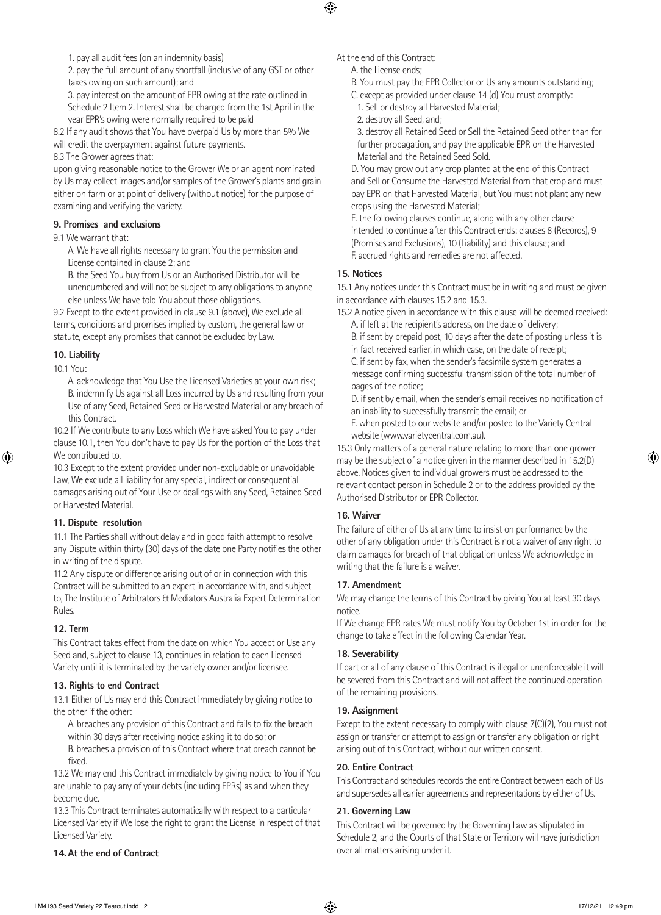1. pay all audit fees (on an indemnity basis)

2. pay the full amount of any shortfall (inclusive of any GST or other taxes owing on such amount); and

3. pay interest on the amount of EPR owing at the rate outlined in Schedule 2 Item 2. Interest shall be charged from the 1st April in the year EPR's owing were normally required to be paid

8.2 If any audit shows that You have overpaid Us by more than 5% We will credit the overpayment against future payments.

8.3 The Grower agrees that:

upon giving reasonable notice to the Grower We or an agent nominated by Us may collect images and/or samples of the Grower's plants and grain either on farm or at point of delivery (without notice) for the purpose of examining and verifying the variety.

**9. Promises and exclusions**

9.1 We warrant that:

A. We have all rights necessary to grant You the permission and License contained in clause 2; and

B. the Seed You buy from Us or an Authorised Distributor will be unencumbered and will not be subject to any obligations to anyone else unless We have told You about those obligations.

9.2 Except to the extent provided in clause 9.1 (above), We exclude all terms, conditions and promises implied by custom, the general law or statute, except any promises that cannot be excluded by Law.

**10. Liability**

10.1 You:

A. acknowledge that You Use the Licensed Varieties at your own risk;

B. indemnify Us against all Loss incurred by Us and resulting from your Use of any Seed, Retained Seed or Harvested Material or any breach of this Contract.

10.2 If We contribute to any Loss which We have asked You to pay under clause 10.1, then You don't have to pay Us for the portion of the Loss that We contributed to.

10.3 Except to the extent provided under non-excludable or unavoidable Law, We exclude all liability for any special, indirect or consequential damages arising out of Your Use or dealings with any Seed, Retained Seed or Harvested Material.

**11. Dispute resolution**

11.1 The Parties shall without delay and in good faith attempt to resolve any Dispute within thirty (30) days of the date one Party notifies the other in writing of the dispute.

11.2 Any dispute or difference arising out of or in connection with this Contract will be submitted to an expert in accordance with, and subject to, The Institute of Arbitrators & Mediators Australia Expert Determination Rules.

**12. Term**

This Contract takes effect from the date on which You accept or Use any Seed and, subject to clause 13, continues in relation to each Licensed Variety until it is terminated by the variety owner and/or licensee.

**13. Rights to end Contract**

13.1 Either of Us may end this Contract immediately by giving notice to the other if the other:

A. breaches any provision of this Contract and fails to fix the breach within 30 days after receiving notice asking it to do so; or

B. breaches a provision of this Contract where that breach cannot be fixed.

13.2 We may end this Contract immediately by giving notice to You if You are unable to pay any of your debts (including EPRs) as and when they become due.

13.3 This Contract terminates automatically with respect to a particular Licensed Variety if We lose the right to grant the License in respect of that Licensed Variety.

**14. At the end of Contract**

At the end of this Contract:

A. the License ends;

B. You must pay the EPR Collector or Us any amounts outstanding;

C. except as provided under clause 14 (d) You must promptly:

1. Sell or destroy all Harvested Material;

2. destroy all Seed, and;

3. destroy all Retained Seed or Sell the Retained Seed other than for further propagation, and pay the applicable EPR on the Harvested Material and the Retained Seed Sold.

D. You may grow out any crop planted at the end of this Contract and Sell or Consume the Harvested Material from that crop and must pay EPR on that Harvested Material, but You must not plant any new crops using the Harvested Material;

E. the following clauses continue, along with any other clause intended to continue after this Contract ends: clauses 8 (Records), 9 (Promises and Exclusions), 10 (Liability) and this clause; and

F. accrued rights and remedies are not affected.

**15. Notices**

15.1 Any notices under this Contract must be in writing and must be given in accordance with clauses 15.2 and 15.3.

15.2 A notice given in accordance with this clause will be deemed received:

A. if left at the recipient's address, on the date of delivery;

B. if sent by prepaid post, 10 days after the date of posting unless it is in fact received earlier, in which case, on the date of receipt;

C. if sent by fax, when the sender's facsimile system generates a message confirming successful transmission of the total number of pages of the notice;

D. if sent by email, when the sender's email receives no notification of an inability to successfully transmit the email; or

E. when posted to our website and/or posted to the Variety Central website (www.varietycentral.com.au).

15.3 Only matters of a general nature relating to more than one grower may be the subject of a notice given in the manner described in 15.2(D) above. Notices given to individual growers must be addressed to the relevant contact person in Schedule 2 or to the address provided by the Authorised Distributor or EPR Collector.

**16. Waiver**

The failure of either of Us at any time to insist on performance by the other of any obligation under this Contract is not a waiver of any right to claim damages for breach of that obligation unless We acknowledge in writing that the failure is a waiver.

**17. Amendment**

We may change the terms of this Contract by giving You at least 30 days notice.

If We change EPR rates We must notify You by October 1st in order for the change to take effect in the following Calendar Year.

**18. Severability**

If part or all of any clause of this Contract is illegal or unenforceable it will be severed from this Contract and will not affect the continued operation of the remaining provisions.

**19. Assignment**

Except to the extent necessary to comply with clause 7(C)(2), You must not assign or transfer or attempt to assign or transfer any obligation or right arising out of this Contract, without our written consent.

**20. Entire Contract**

This Contract and schedules records the entire Contract between each of Us and supersedes all earlier agreements and representations by either of Us.

**21. Governing Law**

This Contract will be governed by the Governing Law as stipulated in Schedule 2, and the Courts of that State or Territory will have jurisdiction over all matters arising under it.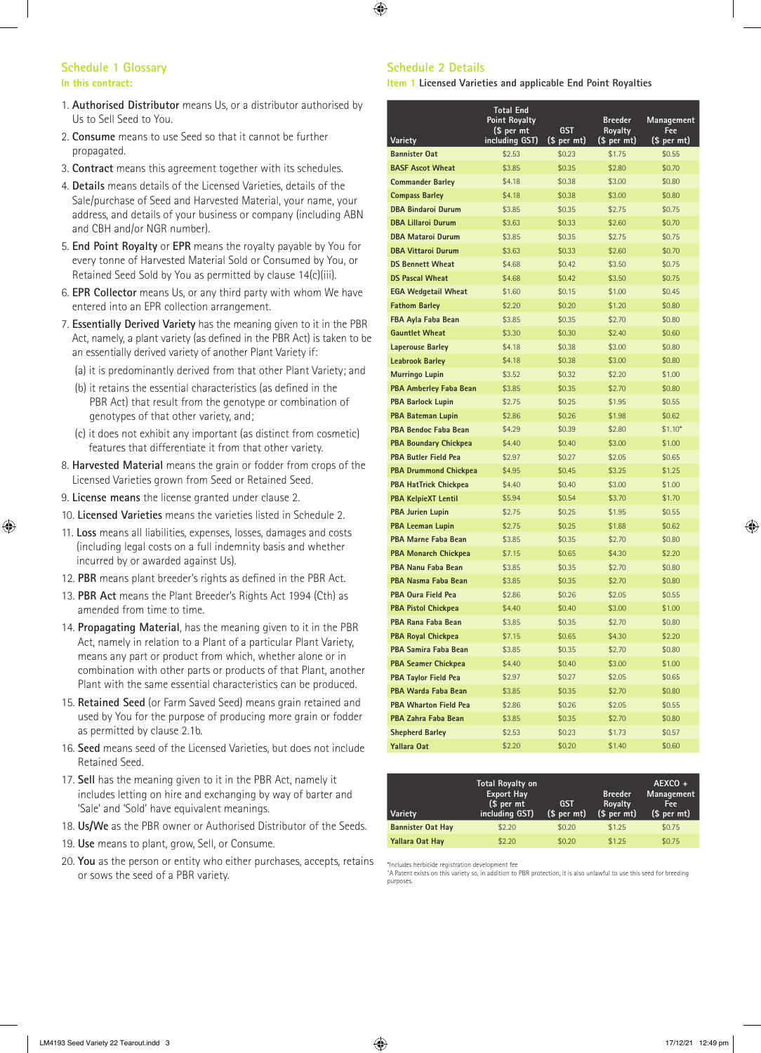## Schedule 1 Glossary

### In this contract:

1. **Authorised Distributor** means Us, or a distributor authorised by Us to Sell Seed to You.
2. **Consume** means to use Seed so that it cannot be further propagated.
3. **Contract** means this agreement together with its schedules.
4. **Details** means details of the Licensed Varieties, details of the Sale/purchase of Seed and Harvested Material, your name, your address, and details of your business or company (including ABN and CBH and/or NGR number).
5. **End Point Royalty** or **EPR** means the royalty payable by You for every tonne of Harvested Material Sold or Consumed by You, or Retained Seed Sold by You as permitted by clause 14(c)(iii).
6. **EPR Collector** means Us, or any third party with whom We have entered into an EPR collection arrangement.
7. **Essentially Derived Variety** has the meaning given to it in the PBR Act, namely, a plant variety (as defined in the PBR Act) is taken to be an essentially derived variety of another Plant Variety if:
   (a) it is predominantly derived from that other Plant Variety; and
   (b) it retains the essential characteristics (as defined in the PBR Act) that result from the genotype or combination of genotypes of that other variety, and;
   (c) it does not exhibit any important (as distinct from cosmetic) features that differentiate it from that other variety.
8. **Harvested Material** means the grain or fodder from crops of the Licensed Varieties grown from Seed or Retained Seed.
9. **License means** the license granted under clause 2.
10. **Licensed Varieties** means the varieties listed in Schedule 2.
11. **Loss** means all liabilities, expenses, losses, damages and costs (including legal costs on a full indemnity basis and whether incurred by or awarded against Us).
12. **PBR** means plant breeder's rights as defined in the PBR Act.
13. **PBR Act** means the Plant Breeder's Rights Act 1994 (Cth) as amended from time to time.
14. **Propagating Material**, has the meaning given to it in the PBR Act, namely in relation to a Plant of a particular Plant Variety, means any part or product from which, whether alone or in combination with other parts or products of that Plant, another Plant with the same essential characteristics can be produced.
15. **Retained Seed** (or Farm Saved Seed) means grain retained and used by You for the purpose of producing more grain or fodder as permitted by clause 2.1b.
16. **Seed** means seed of the Licensed Varieties, but does not include Retained Seed.
17. **Sell** has the meaning given to it in the PBR Act, namely it includes letting on hire and exchanging by way of barter and 'Sale' and 'Sold' have equivalent meanings.
18. **Us/We** as the PBR owner or Authorised Distributor of the Seeds.
19. **Use** means to plant, grow, Sell, or Consume.
20. **You** as the person or entity who either purchases, accepts, retains or sows the seed of a PBR variety.

## Schedule 2 Details

### Item 1 Licensed Varieties and applicable End Point Royalties

| Variety | Total End Point Royalty ($ per mt including GST) | GST ($ per mt) | Breeder Royalty ($ per mt) | Management Fee ($ per mt) |
|---|---|---|---|---|
| Bannister Oat | $2.53 | $0.23 | $1.75 | $0.55 |
| BASF Ascot Wheat | $3.85 | $0.35 | $2.80 | $0.70 |
| Commander Barley | $4.18 | $0.38 | $3.00 | $0.80 |
| Compass Barley | $4.18 | $0.38 | $3.00 | $0.80 |
| DBA Bindaroi Durum | $3.85 | $0.35 | $2.75 | $0.75 |
| DBA Lillaroi Durum | $3.63 | $0.33 | $2.60 | $0.70 |
| DBA Mataroi Durum | $3.85 | $0.35 | $2.75 | $0.75 |
| DBA Vittaroi Durum | $3.63 | $0.33 | $2.60 | $0.70 |
| DS Bennett Wheat | $4.68 | $0.42 | $3.50 | $0.75 |
| DS Pascal Wheat | $4.68 | $0.42 | $3.50 | $0.75 |
| EGA Wedgetail Wheat | $1.60 | $0.15 | $1.00 | $0.45 |
| Fathom Barley | $2.20 | $0.20 | $1.20 | $0.80 |
| FBA Ayla Faba Bean | $3.85 | $0.35 | $2.70 | $0.80 |
| Gauntlet Wheat | $3.30 | $0.30 | $2.40 | $0.60 |
| Laperouse Barley | $4.18 | $0.38 | $3.00 | $0.80 |
| Leabrook Barley | $4.18 | $0.38 | $3.00 | $0.80 |
| Murringo Lupin | $3.52 | $0.32 | $2.20 | $1.00 |
| PBA Amberley Faba Bean | $3.85 | $0.35 | $2.70 | $0.80 |
| PBA Barlock Lupin | $2.75 | $0.25 | $1.95 | $0.55 |
| PBA Bateman Lupin | $2.86 | $0.26 | $1.98 | $0.62 |
| PBA Bendoc Faba Bean | $4.29 | $0.39 | $2.80 | $1.10* |
| PBA Boundary Chickpea | $4.40 | $0.40 | $3.00 | $1.00 |
| PBA Butler Field Pea | $2.97 | $0.27 | $2.05 | $0.65 |
| PBA Drummond Chickpea | $4.95 | $0.45 | $3.25 | $1.25 |
| PBA HatTrick Chickpea | $4.40 | $0.40 | $3.00 | $1.00 |
| PBA KelpieXT Lentil | $5.94 | $0.54 | $3.70 | $1.70 |
| PBA Jurien Lupin | $2.75 | $0.25 | $1.95 | $0.55 |
| PBA Leeman Lupin | $2.75 | $0.25 | $1.88 | $0.62 |
| PBA Marne Faba Bean | $3.85 | $0.35 | $2.70 | $0.80 |
| PBA Monarch Chickpea | $7.15 | $0.65 | $4.30 | $2.20 |
| PBA Nanu Faba Bean | $3.85 | $0.35 | $2.70 | $0.80 |
| PBA Nasma Faba Bean | $3.85 | $0.35 | $2.70 | $0.80 |
| PBA Oura Field Pea | $2.86 | $0.26 | $2.05 | $0.55 |
| PBA Pistol Chickpea | $4.40 | $0.40 | $3.00 | $1.00 |
| PBA Rana Faba Bean | $3.85 | $0.35 | $2.70 | $0.80 |
| PBA Royal Chickpea | $7.15 | $0.65 | $4.30 | $2.20 |
| PBA Samira Faba Bean | $3.85 | $0.35 | $2.70 | $0.80 |
| PBA Seamer Chickpea | $4.40 | $0.40 | $3.00 | $1.00 |
| PBA Taylor Field Pea | $2.97 | $0.27 | $2.05 | $0.65 |
| PBA Warda Faba Bean | $3.85 | $0.35 | $2.70 | $0.80 |
| PBA Wharton Field Pea | $2.86 | $0.26 | $2.05 | $0.55 |
| PBA Zahra Faba Bean | $3.85 | $0.35 | $2.70 | $0.80 |
| Shepherd Barley | $2.53 | $0.23 | $1.73 | $0.57 |
| Yallara Oat | $2.20 | $0.20 | $1.40 | $0.60 |

| Variety | Total Royalty on Export Hay ($ per mt including GST) | GST ($ per mt) | Breeder Royalty ($ per mt) | AEXCO + Management Fee ($ per mt) |
|---|---|---|---|---|
| Bannister Oat Hay | $2.20 | $0.20 | $1.25 | $0.75 |
| Yallara Oat Hay | $2.20 | $0.20 | $1.25 | $0.75 |

*Includes herbicide registration development fee

^A Patent exists on this variety so, in addition to PBR protection, it is also unlawful to use this seed for breeding purposes.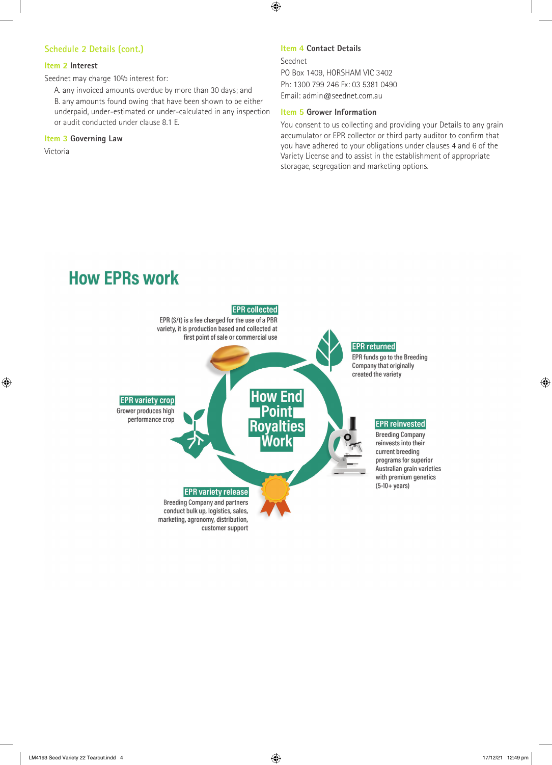## Schedule 2 Details (cont.)

### Item 2 Interest

Seednet may charge 10% interest for:

A. any invoiced amounts overdue by more than 30 days; and

B. any amounts found owing that have been shown to be either underpaid, under-estimated or under-calculated in any inspection or audit conducted under clause 8.1 E.

### Item 3 Governing Law

Victoria

### Item 4 Contact Details

Seednet
PO Box 1409, HORSHAM VIC 3402
Ph: 1300 799 246 Fx: 03 5381 0490
Email: admin@seednet.com.au

### Item 5 Grower Information

You consent to us collecting and providing your Details to any grain accumulator or EPR collector or third party auditor to confirm that you have adhered to your obligations under clauses 4 and 6 of the Variety License and to assist in the establishment of appropriate storagae, segregation and marketing options.

# How EPRs work

How End Point Royalties Work

**EPR collected**
EPR ($/t) is a fee charged for the use of a PBR variety, it is production based and collected at first point of sale or commercial use

**EPR returned**
EPR funds go to the Breeding Company that originally created the variety

**EPR reinvested**
Breeding Company reinvests into their current breeding programs for superior Australian grain varieties with premium genetics (5-10+ years)

**EPR variety release**
Breeding Company and partners conduct bulk up, logistics, sales, marketing, agronomy, distribution, customer support

**EPR variety crop**
Grower produces high performance crop